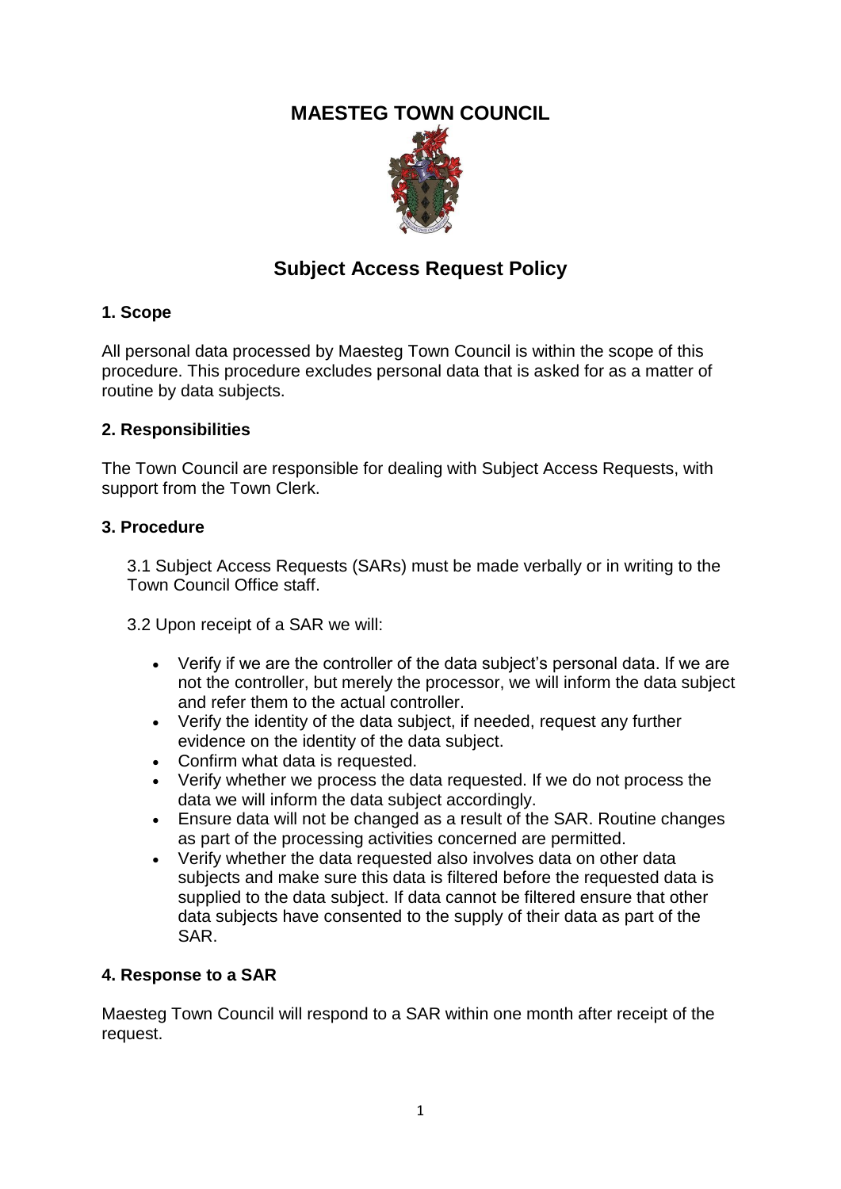# MAESTEG TOWN COUNCIL

## Subject Access Request Policy

### 1. Scope

All personal data processed by Maesteg Town Council is within the scope of this procedure. This procedure excludes personal data that is asked for as a matter of routine by data subjects.

### 2. Responsibilities

The Town Council are responsible for dealing with Subject Access Requests, with support from the Town Clerk.

### 3. Procedure

3.1 Subject Access Requests (SARs) must be made verbally or in writing to the Town Council Office staff.

3.2 Upon receipt of a SAR we will:

- Verify if we are the controller of the data subject's personal data. If we are not the controller, but merely the processor, we will inform the data subject and refer them to the actual controller.
- Verify the identity of the data subject, if needed, request any further evidence on the identity of the data subject.
- Confirm what data is requested.
- Verify whether we process the data requested. If we do not process the data we will inform the data subject accordingly.
- Ensure data will not be changed as a result of the SAR. Routine changes as part of the processing activities concerned are permitted.
- Verify whether the data requested also involves data on other data subjects and make sure this data is filtered before the requested data is supplied to the data subject. If data cannot be filtered ensure that other data subjects have consented to the supply of their data as part of the SAR.

### 4. Response to a SAR

Maesteg Town Council will respond to a SAR within one month after receipt of the request.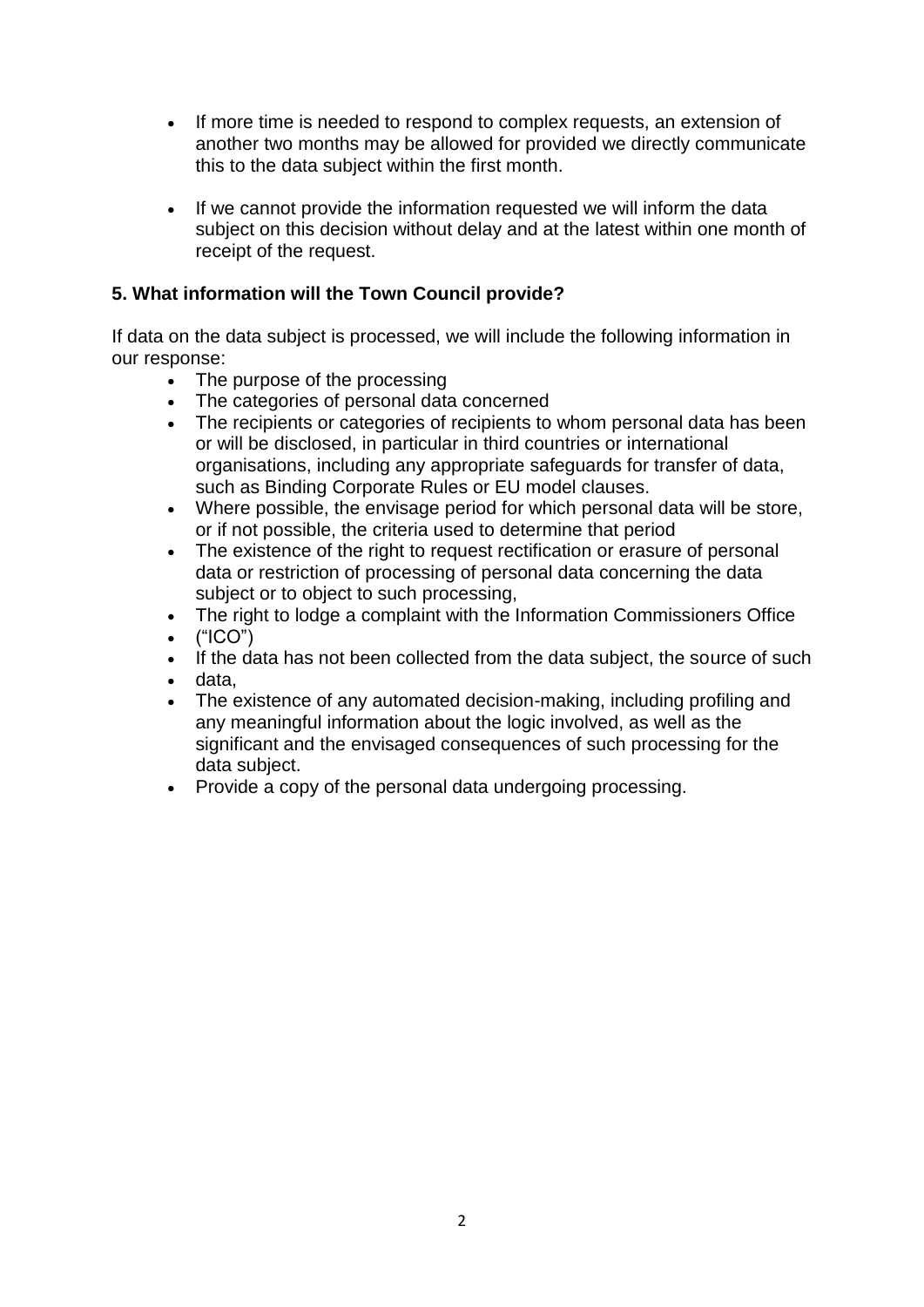- If more time is needed to respond to complex requests, an extension of another two months may be allowed for provided we directly communicate this to the data subject within the first month.

- If we cannot provide the information requested we will inform the data subject on this decision without delay and at the latest within one month of receipt of the request.

**5. What information will the Town Council provide?**

If data on the data subject is processed, we will include the following information in our response:

- The purpose of the processing
- The categories of personal data concerned
- The recipients or categories of recipients to whom personal data has been or will be disclosed, in particular in third countries or international organisations, including any appropriate safeguards for transfer of data, such as Binding Corporate Rules or EU model clauses.
- Where possible, the envisage period for which personal data will be store, or if not possible, the criteria used to determine that period
- The existence of the right to request rectification or erasure of personal data or restriction of processing of personal data concerning the data subject or to object to such processing,
- The right to lodge a complaint with the Information Commissioners Office
- ("ICO")
- If the data has not been collected from the data subject, the source of such
- data,
- The existence of any automated decision-making, including profiling and any meaningful information about the logic involved, as well as the significant and the envisaged consequences of such processing for the data subject.
- Provide a copy of the personal data undergoing processing.